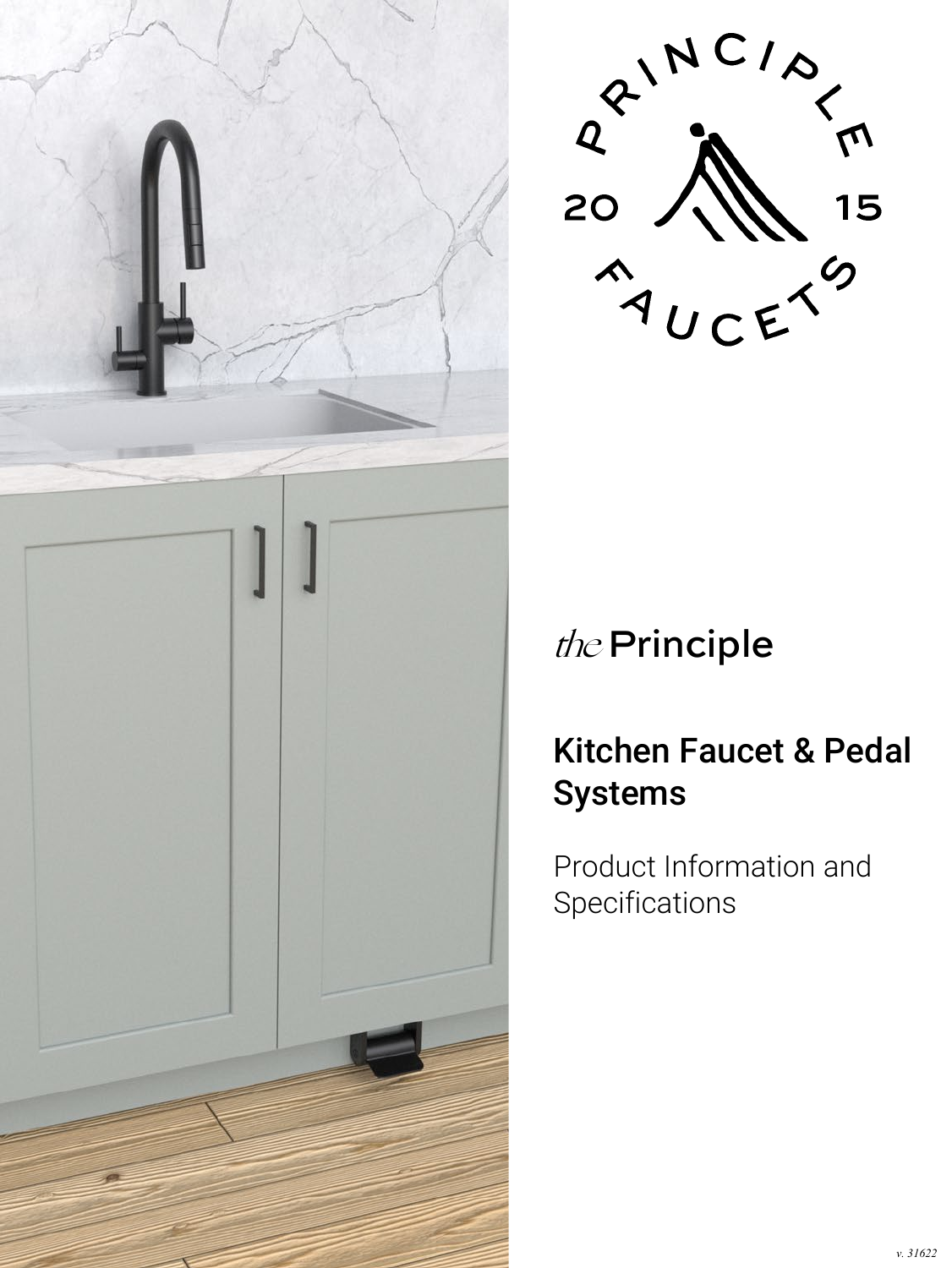PRINCIPLE FAUCETS

20 15

*the* Principle

# Kitchen Faucet & Pedal Systems

Product Information and Specifications

v. 31622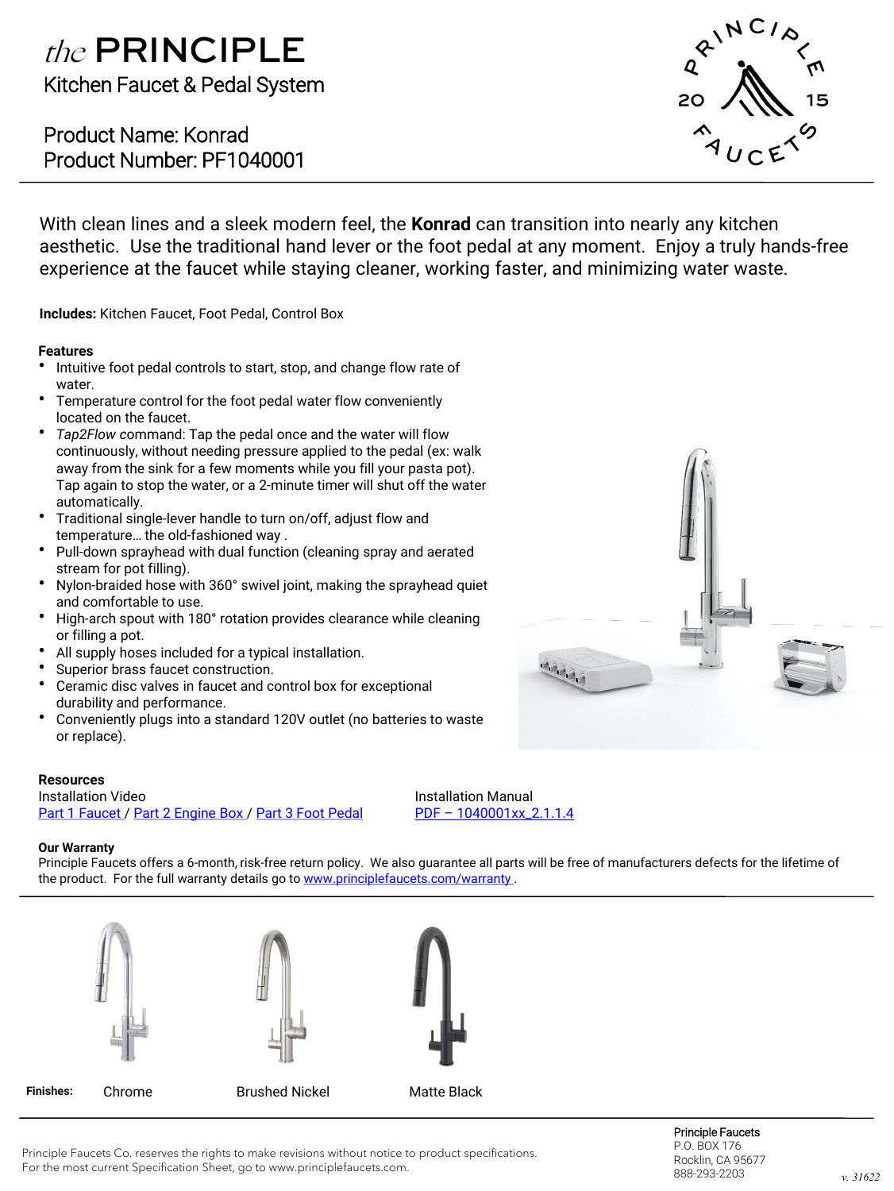# *the* PRINCIPLE

Kitchen Faucet & Pedal System

## Product Name: Konrad
## Product Number: PF1040001

With clean lines and a sleek modern feel, the **Konrad** can transition into nearly any kitchen aesthetic. Use the traditional hand lever or the foot pedal at any moment. Enjoy a truly hands-free experience at the faucet while staying cleaner, working faster, and minimizing water waste.

**Includes:** Kitchen Faucet, Foot Pedal, Control Box

**Features**

- Intuitive foot pedal controls to start, stop, and change flow rate of water.
- Temperature control for the foot pedal water flow conveniently located on the faucet.
- *Tap2Flow* command: Tap the pedal once and the water will flow continuously, without needing pressure applied to the pedal (ex: walk away from the sink for a few moments while you fill your pasta pot). Tap again to stop the water, or a 2-minute timer will shut off the water automatically.
- Traditional single-lever handle to turn on/off, adjust flow and temperature… the old-fashioned way .
- Pull-down sprayhead with dual function (cleaning spray and aerated stream for pot filling).
- Nylon-braided hose with 360° swivel joint, making the sprayhead quiet and comfortable to use.
- High-arch spout with 180° rotation provides clearance while cleaning or filling a pot.
- All supply hoses included for a typical installation.
- Superior brass faucet construction.
- Ceramic disc valves in faucet and control box for exceptional durability and performance.
- Conveniently plugs into a standard 120V outlet (no batteries to waste or replace).

**Resources**

Installation Video
Part 1 Faucet / Part 2 Engine Box / Part 3 Foot Pedal

Installation Manual
PDF – 1040001xx_2.1.1.4

**Our Warranty**

Principle Faucets offers a 6-month, risk-free return policy. We also guarantee all parts will be free of manufacturers defects for the lifetime of the product. For the full warranty details go to www.principlefaucets.com/warranty .

**Finises:** Chrome | Brushed Nickel | Matte Black

Principle Faucets Co. reserves the rights to make revisions without notice to product specifications.
For the most current Specification Sheet, go to www.principlefaucets.com.

Principle Faucets
P.O. BOX 176
Rocklin, CA 95677
888-293-2203

*v. 31622*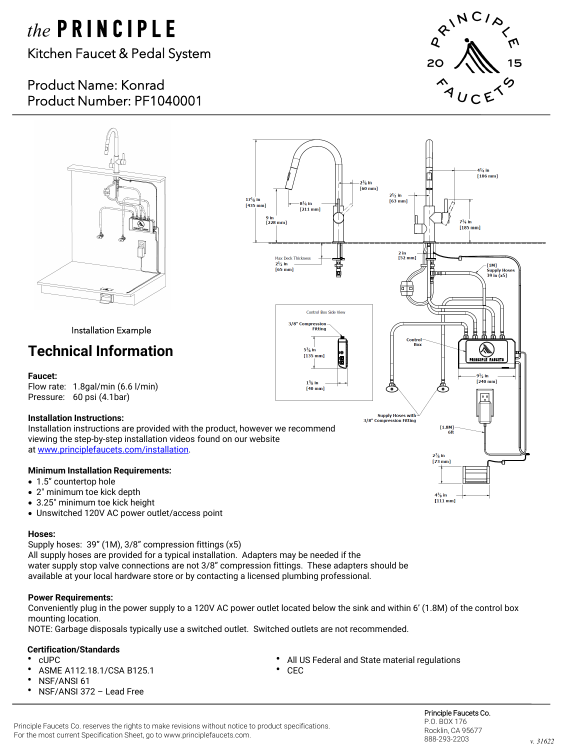# *the* PRINCIPLE

Kitchen Faucet & Pedal System

Product Name: Konrad
Product Number: PF1040001

Installation Example

17⅛ in [435 mm]

2⅜ in [60 mm]

8¼ in [211 mm]

9 in [228 mm]

2½ in [63 mm]

4¼ in [106 mm]

7¼ in [185 mm]

Max Deck Thickness 2½ in [65 mm]

2 in [52 mm]

[1M] Supply Hoses 39 in (x5)

Control Box Side View

3/8" Compression Fitting

5⅜ in [135 mm]

1⅝ in [40 mm]

Control Box

9½ in [240 mm]

Supply Hoses with 3/8" Compression Fitting

[1.8M] 6ft

2⅞ in [73 mm]

4⅜ in [111 mm]

## Technical Information

**Faucet:**
Flow rate: 1.8gal/min (6.6 l/min)
Pressure: 60 psi (4.1bar)

**Installation Instructions:**
Installation instructions are provided with the product, however we recommend viewing the step-by-step installation videos found on our website at www.principlefaucets.com/installation.

**Minimum Installation Requirements:**
- 1.5" countertop hole
- 2" minimum toe kick depth
- 3.25" minimum toe kick height
- Unswitched 120V AC power outlet/access point

**Hoses:**
Supply hoses: 39" (1M), 3/8" compression fittings (x5)
All supply hoses are provided for a typical installation. Adapters may be needed if the water supply stop valve connections are not 3/8" compression fittings. These adapters should be available at your local hardware store or by contacting a licensed plumbing professional.

**Power Requirements:**
Conveniently plug in the power supply to a 120V AC power outlet located below the sink and within 6' (1.8M) of the control box mounting location.
NOTE: Garbage disposals typically use a switched outlet. Switched outlets are not recommended.

**Certification/Standards**
- cUPC
- ASME A112.18.1/CSA B125.1
- NSF/ANSI 61
- NSF/ANSI 372 – Lead Free
- All US Federal and State material regulations
- CEC

Principle Faucets Co. reserves the rights to make revisions without notice to product specifications.
For the most current Specification Sheet, go to www.principlefaucets.com.

Principle Faucets Co.
P.O. BOX 176
Rocklin, CA 95677
888-293-2203

*v. 31622*